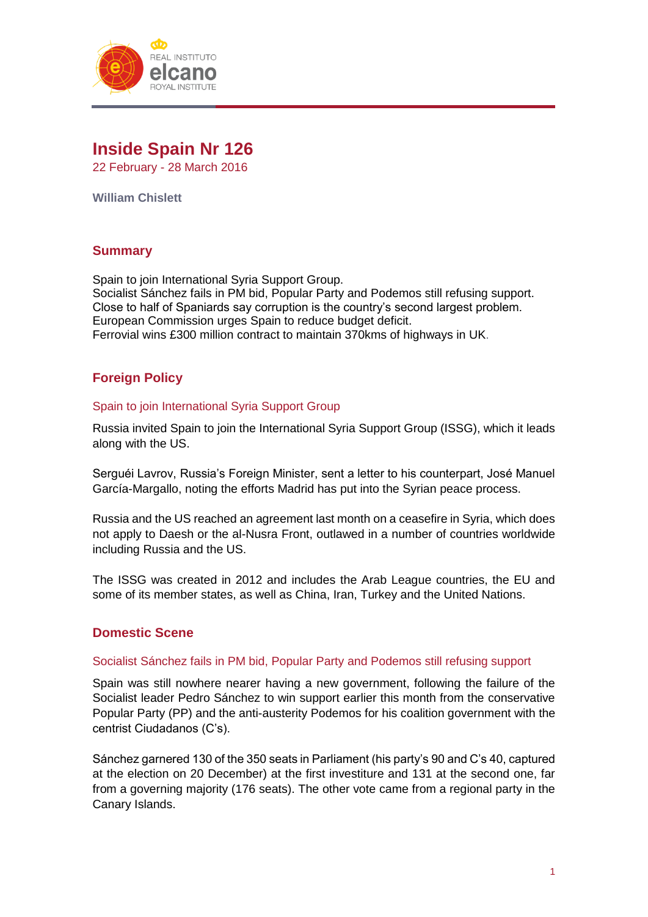# Inside Spain Nr 126

22 February - 28 March 2016

**William Chislett**

## Summary

Spain to join International Syria Support Group.
Socialist Sánchez fails in PM bid, Popular Party and Podemos still refusing support.
Close to half of Spaniards say corruption is the country's second largest problem.
European Commission urges Spain to reduce budget deficit.
Ferrovial wins £300 million contract to maintain 370kms of highways in UK.

## Foreign Policy

### Spain to join International Syria Support Group

Russia invited Spain to join the International Syria Support Group (ISSG), which it leads along with the US.

Serguéi Lavrov, Russia's Foreign Minister, sent a letter to his counterpart, José Manuel García-Margallo, noting the efforts Madrid has put into the Syrian peace process.

Russia and the US reached an agreement last month on a ceasefire in Syria, which does not apply to Daesh or the al-Nusra Front, outlawed in a number of countries worldwide including Russia and the US.

The ISSG was created in 2012 and includes the Arab League countries, the EU and some of its member states, as well as China, Iran, Turkey and the United Nations.

## Domestic Scene

### Socialist Sánchez fails in PM bid, Popular Party and Podemos still refusing support

Spain was still nowhere nearer having a new government, following the failure of the Socialist leader Pedro Sánchez to win support earlier this month from the conservative Popular Party (PP) and the anti-austerity Podemos for his coalition government with the centrist Ciudadanos (C's).

Sánchez garnered 130 of the 350 seats in Parliament (his party's 90 and C's 40, captured at the election on 20 December) at the first investiture and 131 at the second one, far from a governing majority (176 seats). The other vote came from a regional party in the Canary Islands.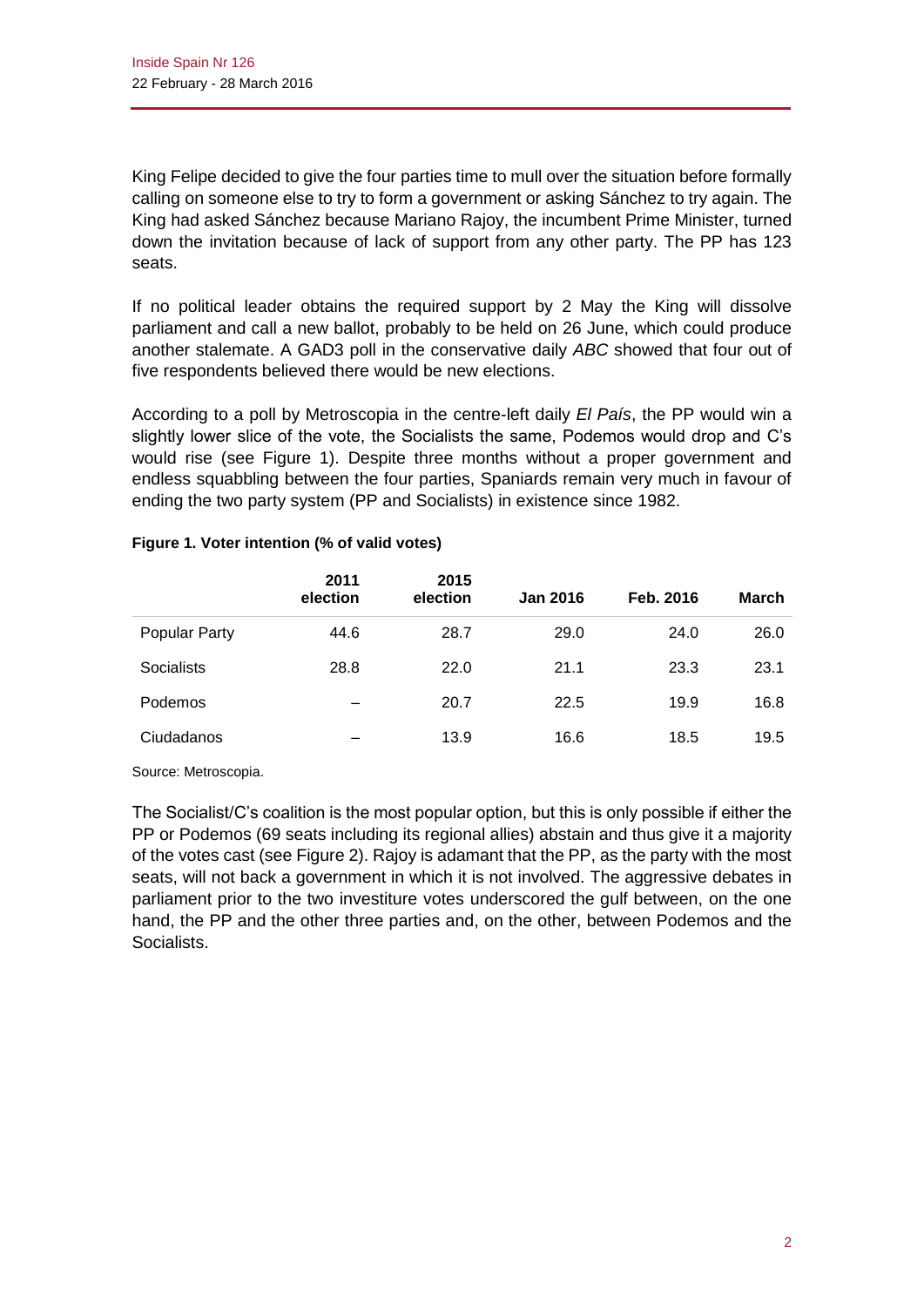King Felipe decided to give the four parties time to mull over the situation before formally calling on someone else to try to form a government or asking Sánchez to try again. The King had asked Sánchez because Mariano Rajoy, the incumbent Prime Minister, turned down the invitation because of lack of support from any other party. The PP has 123 seats.

If no political leader obtains the required support by 2 May the King will dissolve parliament and call a new ballot, probably to be held on 26 June, which could produce another stalemate. A GAD3 poll in the conservative daily *ABC* showed that four out of five respondents believed there would be new elections.

According to a poll by Metroscopia in the centre-left daily *El País*, the PP would win a slightly lower slice of the vote, the Socialists the same, Podemos would drop and C's would rise (see Figure 1). Despite three months without a proper government and endless squabbling between the four parties, Spaniards remain very much in favour of ending the two party system (PP and Socialists) in existence since 1982.

**Figure 1. Voter intention (% of valid votes)**

| | 2011 election | 2015 election | Jan 2016 | Feb. 2016 | March |
|---|---|---|---|---|---|
| Popular Party | 44.6 | 28.7 | 29.0 | 24.0 | 26.0 |
| Socialists | 28.8 | 22.0 | 21.1 | 23.3 | 23.1 |
| Podemos | – | 20.7 | 22.5 | 19.9 | 16.8 |
| Ciudadanos | – | 13.9 | 16.6 | 18.5 | 19.5 |

Source: Metroscopia.

The Socialist/C's coalition is the most popular option, but this is only possible if either the PP or Podemos (69 seats including its regional allies) abstain and thus give it a majority of the votes cast (see Figure 2). Rajoy is adamant that the PP, as the party with the most seats, will not back a government in which it is not involved. The aggressive debates in parliament prior to the two investiture votes underscored the gulf between, on the one hand, the PP and the other three parties and, on the other, between Podemos and the Socialists.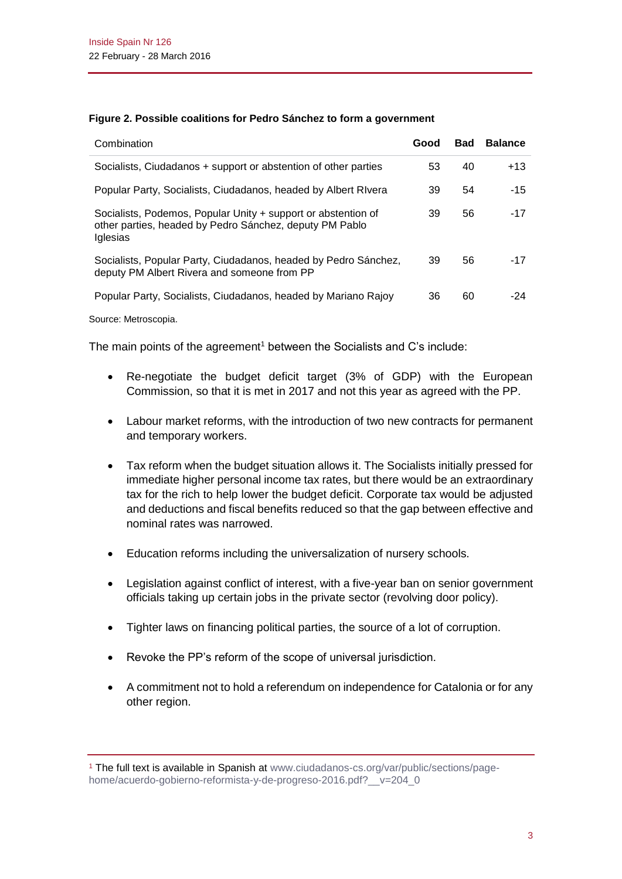**Figure 2. Possible coalitions for Pedro Sánchez to form a government**

| Combination | Good | Bad | Balance |
|---|---|---|---|
| Socialists, Ciudadanos + support or abstention of other parties | 53 | 40 | +13 |
| Popular Party, Socialists, Ciudadanos, headed by Albert RIvera | 39 | 54 | -15 |
| Socialists, Podemos, Popular Unity + support or abstention of other parties, headed by Pedro Sánchez, deputy PM Pablo Iglesias | 39 | 56 | -17 |
| Socialists, Popular Party, Ciudadanos, headed by Pedro Sánchez, deputy PM Albert Rivera and someone from PP | 39 | 56 | -17 |
| Popular Party, Socialists, Ciudadanos, headed by Mariano Rajoy | 36 | 60 | -24 |

Source: Metroscopia.

The main points of the agreement[1] between the Socialists and C's include:

- Re-negotiate the budget deficit target (3% of GDP) with the European Commission, so that it is met in 2017 and not this year as agreed with the PP.
- Labour market reforms, with the introduction of two new contracts for permanent and temporary workers.
- Tax reform when the budget situation allows it. The Socialists initially pressed for immediate higher personal income tax rates, but there would be an extraordinary tax for the rich to help lower the budget deficit. Corporate tax would be adjusted and deductions and fiscal benefits reduced so that the gap between effective and nominal rates was narrowed.
- Education reforms including the universalization of nursery schools.
- Legislation against conflict of interest, with a five-year ban on senior government officials taking up certain jobs in the private sector (revolving door policy).
- Tighter laws on financing political parties, the source of a lot of corruption.
- Revoke the PP's reform of the scope of universal jurisdiction.
- A commitment not to hold a referendum on independence for Catalonia or for any other region.

[1] The full text is available in Spanish at www.ciudadanos-cs.org/var/public/sections/page-home/acuerdo-gobierno-reformista-y-de-progreso-2016.pdf?__v=204_0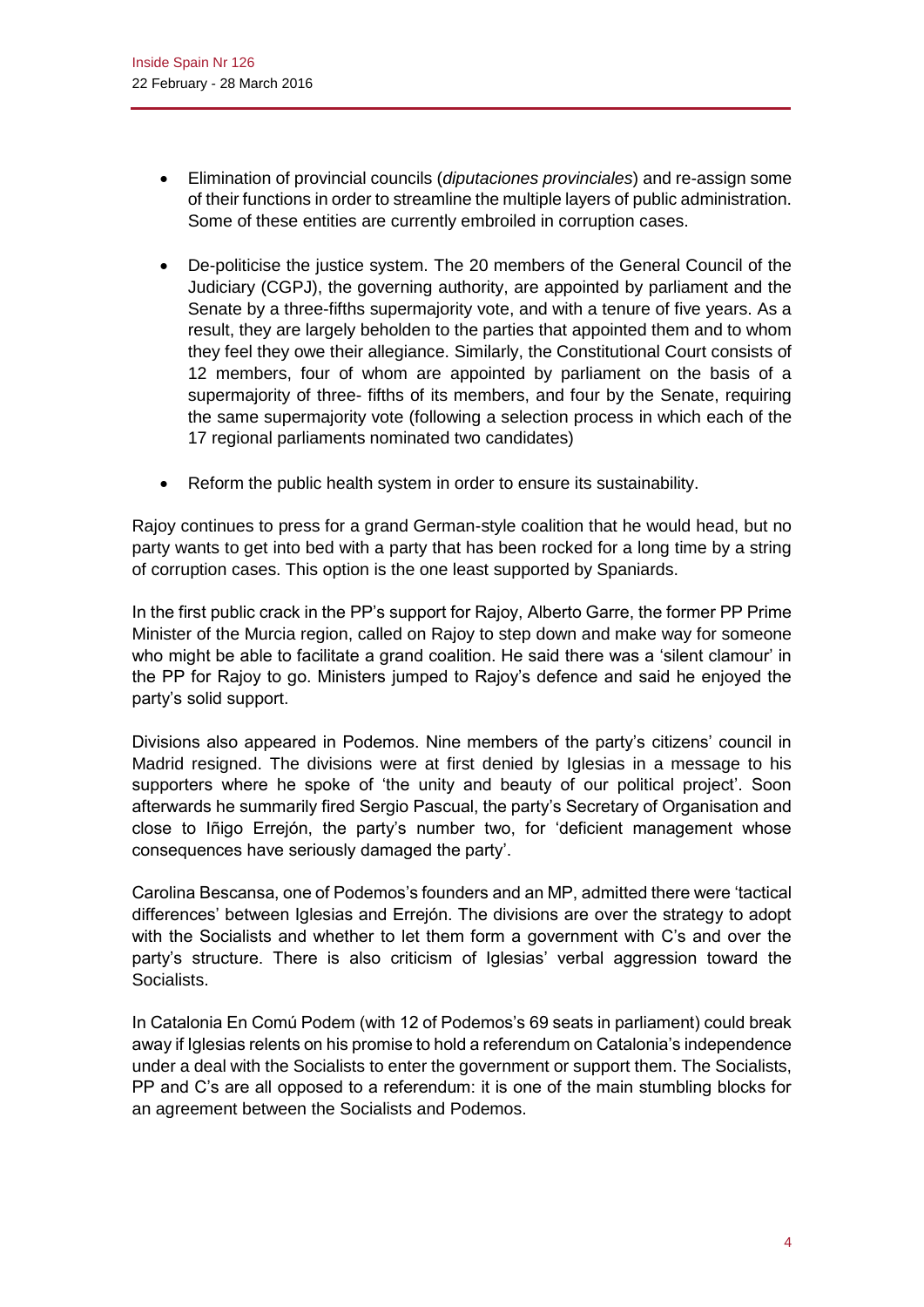- Elimination of provincial councils (*diputaciones provinciales*) and re-assign some of their functions in order to streamline the multiple layers of public administration. Some of these entities are currently embroiled in corruption cases.

- De-politicise the justice system. The 20 members of the General Council of the Judiciary (CGPJ), the governing authority, are appointed by parliament and the Senate by a three-fifths supermajority vote, and with a tenure of five years. As a result, they are largely beholden to the parties that appointed them and to whom they feel they owe their allegiance. Similarly, the Constitutional Court consists of 12 members, four of whom are appointed by parliament on the basis of a supermajority of three- fifths of its members, and four by the Senate, requiring the same supermajority vote (following a selection process in which each of the 17 regional parliaments nominated two candidates)

- Reform the public health system in order to ensure its sustainability.

Rajoy continues to press for a grand German-style coalition that he would head, but no party wants to get into bed with a party that has been rocked for a long time by a string of corruption cases. This option is the one least supported by Spaniards.

In the first public crack in the PP's support for Rajoy, Alberto Garre, the former PP Prime Minister of the Murcia region, called on Rajoy to step down and make way for someone who might be able to facilitate a grand coalition. He said there was a 'silent clamour' in the PP for Rajoy to go. Ministers jumped to Rajoy's defence and said he enjoyed the party's solid support.

Divisions also appeared in Podemos. Nine members of the party's citizens' council in Madrid resigned. The divisions were at first denied by Iglesias in a message to his supporters where he spoke of 'the unity and beauty of our political project'. Soon afterwards he summarily fired Sergio Pascual, the party's Secretary of Organisation and close to Iñigo Errejón, the party's number two, for 'deficient management whose consequences have seriously damaged the party'.

Carolina Bescansa, one of Podemos's founders and an MP, admitted there were 'tactical differences' between Iglesias and Errejón. The divisions are over the strategy to adopt with the Socialists and whether to let them form a government with C's and over the party's structure. There is also criticism of Iglesias' verbal aggression toward the Socialists.

In Catalonia En Comú Podem (with 12 of Podemos's 69 seats in parliament) could break away if Iglesias relents on his promise to hold a referendum on Catalonia's independence under a deal with the Socialists to enter the government or support them. The Socialists, PP and C's are all opposed to a referendum: it is one of the main stumbling blocks for an agreement between the Socialists and Podemos.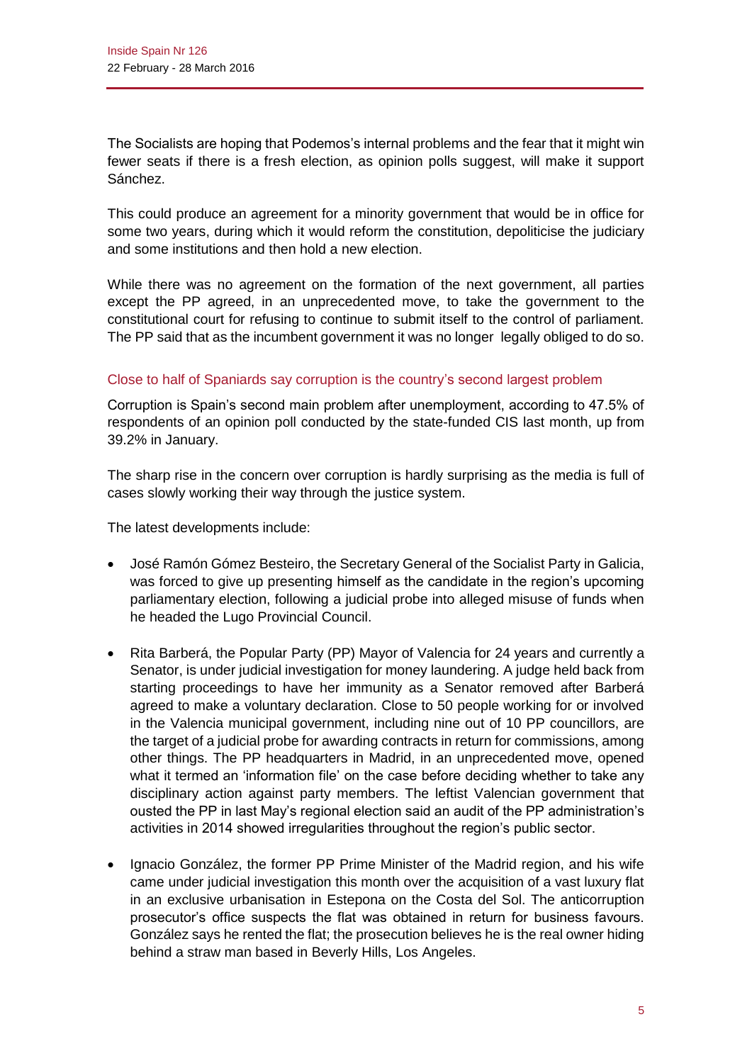The Socialists are hoping that Podemos's internal problems and the fear that it might win fewer seats if there is a fresh election, as opinion polls suggest, will make it support Sánchez.

This could produce an agreement for a minority government that would be in office for some two years, during which it would reform the constitution, depoliticise the judiciary and some institutions and then hold a new election.

While there was no agreement on the formation of the next government, all parties except the PP agreed, in an unprecedented move, to take the government to the constitutional court for refusing to continue to submit itself to the control of parliament. The PP said that as the incumbent government it was no longer legally obliged to do so.

## Close to half of Spaniards say corruption is the country's second largest problem

Corruption is Spain's second main problem after unemployment, according to 47.5% of respondents of an opinion poll conducted by the state-funded CIS last month, up from 39.2% in January.

The sharp rise in the concern over corruption is hardly surprising as the media is full of cases slowly working their way through the justice system.

The latest developments include:

- José Ramón Gómez Besteiro, the Secretary General of the Socialist Party in Galicia, was forced to give up presenting himself as the candidate in the region's upcoming parliamentary election, following a judicial probe into alleged misuse of funds when he headed the Lugo Provincial Council.
- Rita Barberá, the Popular Party (PP) Mayor of Valencia for 24 years and currently a Senator, is under judicial investigation for money laundering. A judge held back from starting proceedings to have her immunity as a Senator removed after Barberá agreed to make a voluntary declaration. Close to 50 people working for or involved in the Valencia municipal government, including nine out of 10 PP councillors, are the target of a judicial probe for awarding contracts in return for commissions, among other things. The PP headquarters in Madrid, in an unprecedented move, opened what it termed an 'information file' on the case before deciding whether to take any disciplinary action against party members. The leftist Valencian government that ousted the PP in last May's regional election said an audit of the PP administration's activities in 2014 showed irregularities throughout the region's public sector.
- Ignacio González, the former PP Prime Minister of the Madrid region, and his wife came under judicial investigation this month over the acquisition of a vast luxury flat in an exclusive urbanisation in Estepona on the Costa del Sol. The anticorruption prosecutor's office suspects the flat was obtained in return for business favours. González says he rented the flat; the prosecution believes he is the real owner hiding behind a straw man based in Beverly Hills, Los Angeles.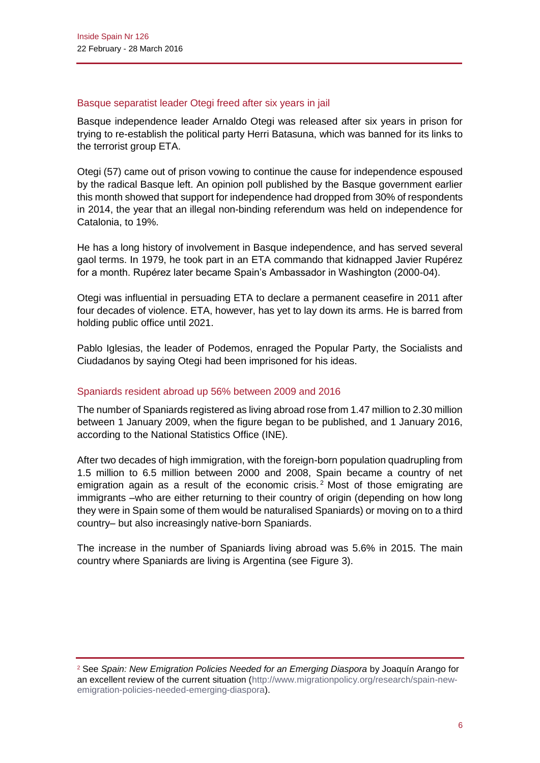## Basque separatist leader Otegi freed after six years in jail

Basque independence leader Arnaldo Otegi was released after six years in prison for trying to re-establish the political party Herri Batasuna, which was banned for its links to the terrorist group ETA.

Otegi (57) came out of prison vowing to continue the cause for independence espoused by the radical Basque left. An opinion poll published by the Basque government earlier this month showed that support for independence had dropped from 30% of respondents in 2014, the year that an illegal non-binding referendum was held on independence for Catalonia, to 19%.

He has a long history of involvement in Basque independence, and has served several gaol terms. In 1979, he took part in an ETA commando that kidnapped Javier Rupérez for a month. Rupérez later became Spain's Ambassador in Washington (2000-04).

Otegi was influential in persuading ETA to declare a permanent ceasefire in 2011 after four decades of violence. ETA, however, has yet to lay down its arms. He is barred from holding public office until 2021.

Pablo Iglesias, the leader of Podemos, enraged the Popular Party, the Socialists and Ciudadanos by saying Otegi had been imprisoned for his ideas.

## Spaniards resident abroad up 56% between 2009 and 2016

The number of Spaniards registered as living abroad rose from 1.47 million to 2.30 million between 1 January 2009, when the figure began to be published, and 1 January 2016, according to the National Statistics Office (INE).

After two decades of high immigration, with the foreign-born population quadrupling from 1.5 million to 6.5 million between 2000 and 2008, Spain became a country of net emigration again as a result of the economic crisis.[2] Most of those emigrating are immigrants –who are either returning to their country of origin (depending on how long they were in Spain some of them would be naturalised Spaniards) or moving on to a third country– but also increasingly native-born Spaniards.

The increase in the number of Spaniards living abroad was 5.6% in 2015. The main country where Spaniards are living is Argentina (see Figure 3).

[2] See *Spain: New Emigration Policies Needed for an Emerging Diaspora* by Joaquín Arango for an excellent review of the current situation (http://www.migrationpolicy.org/research/spain-new-emigration-policies-needed-emerging-diaspora).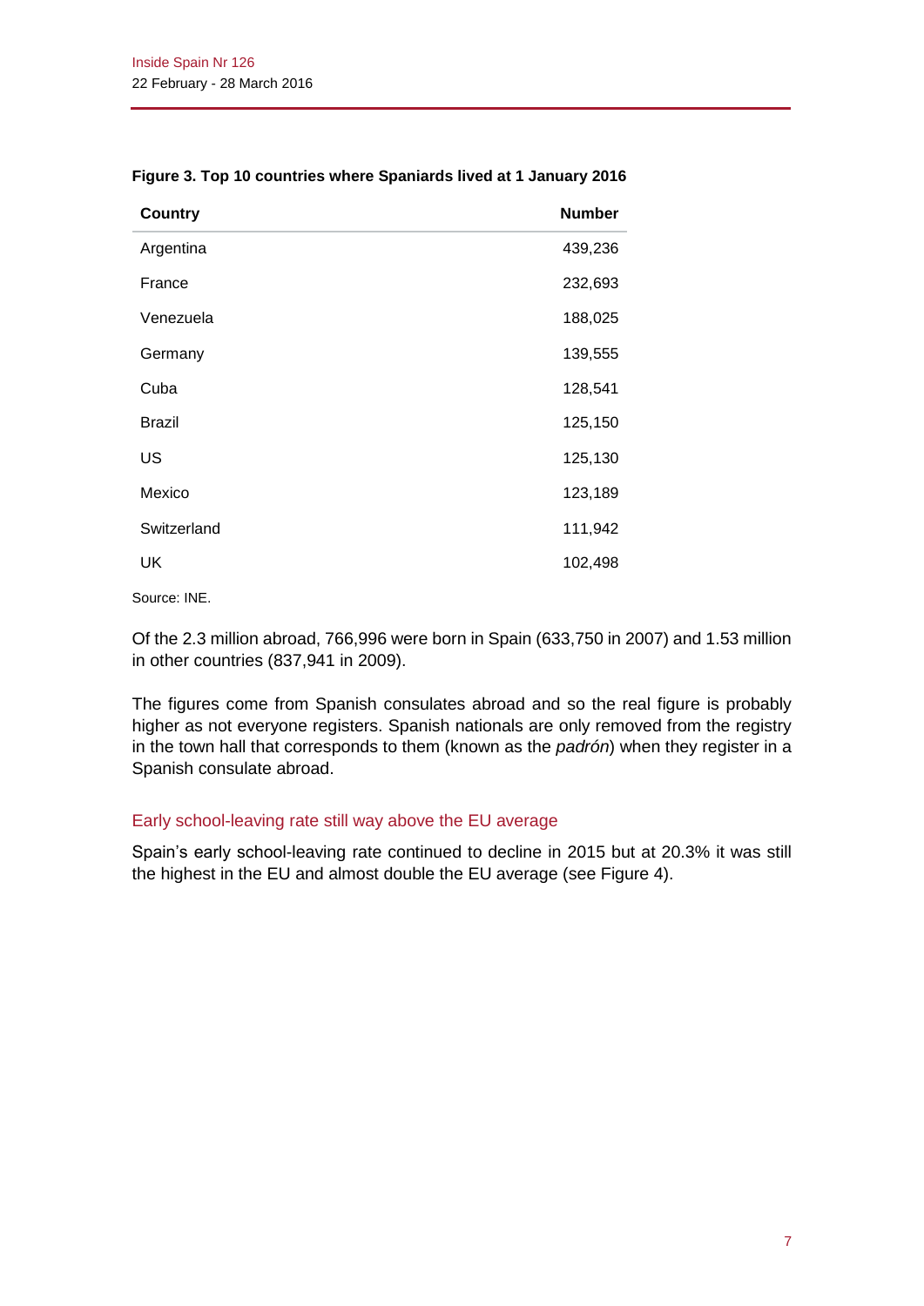**Figure 3. Top 10 countries where Spaniards lived at 1 January 2016**

| Country | Number |
|---|---|
| Argentina | 439,236 |
| France | 232,693 |
| Venezuela | 188,025 |
| Germany | 139,555 |
| Cuba | 128,541 |
| Brazil | 125,150 |
| US | 125,130 |
| Mexico | 123,189 |
| Switzerland | 111,942 |
| UK | 102,498 |

Source: INE.

Of the 2.3 million abroad, 766,996 were born in Spain (633,750 in 2007) and 1.53 million in other countries (837,941 in 2009).

The figures come from Spanish consulates abroad and so the real figure is probably higher as not everyone registers. Spanish nationals are only removed from the registry in the town hall that corresponds to them (known as the *padrón*) when they register in a Spanish consulate abroad.

### Early school-leaving rate still way above the EU average

Spain's early school-leaving rate continued to decline in 2015 but at 20.3% it was still the highest in the EU and almost double the EU average (see Figure 4).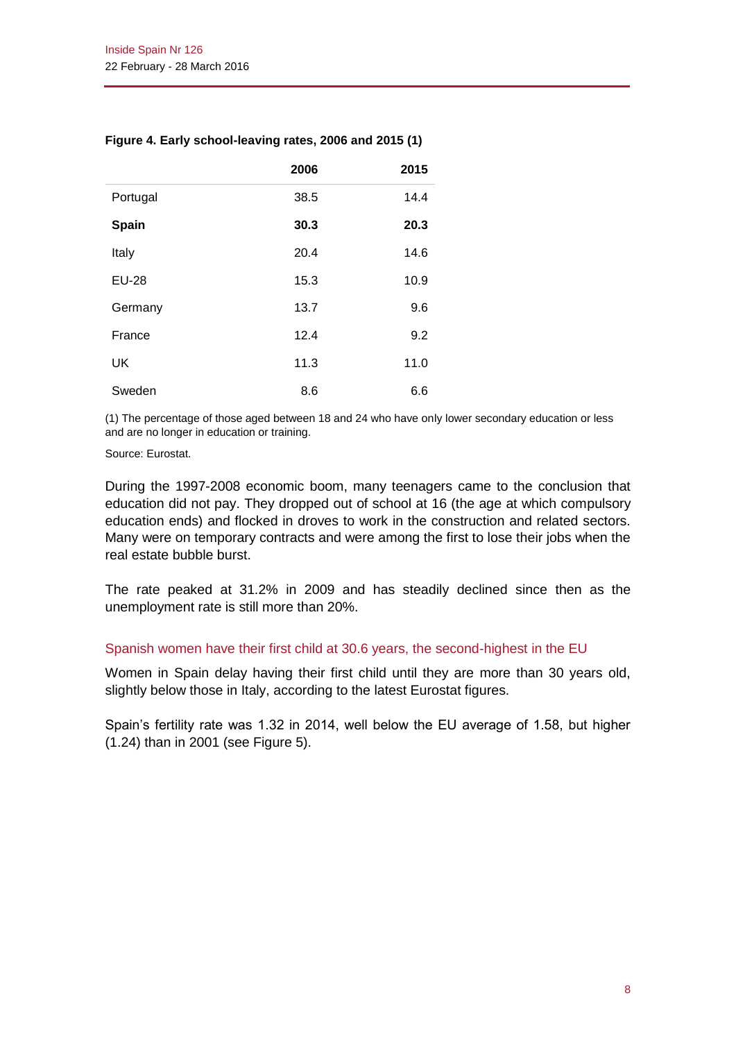**Figure 4. Early school-leaving rates, 2006 and 2015 (1)**

| | 2006 | 2015 |
|---|---|---|
| Portugal | 38.5 | 14.4 |
| **Spain** | **30.3** | **20.3** |
| Italy | 20.4 | 14.6 |
| EU-28 | 15.3 | 10.9 |
| Germany | 13.7 | 9.6 |
| France | 12.4 | 9.2 |
| UK | 11.3 | 11.0 |
| Sweden | 8.6 | 6.6 |

(1) The percentage of those aged between 18 and 24 who have only lower secondary education or less and are no longer in education or training.

Source: Eurostat.

During the 1997-2008 economic boom, many teenagers came to the conclusion that education did not pay. They dropped out of school at 16 (the age at which compulsory education ends) and flocked in droves to work in the construction and related sectors. Many were on temporary contracts and were among the first to lose their jobs when the real estate bubble burst.

The rate peaked at 31.2% in 2009 and has steadily declined since then as the unemployment rate is still more than 20%.

### Spanish women have their first child at 30.6 years, the second-highest in the EU

Women in Spain delay having their first child until they are more than 30 years old, slightly below those in Italy, according to the latest Eurostat figures.

Spain's fertility rate was 1.32 in 2014, well below the EU average of 1.58, but higher (1.24) than in 2001 (see Figure 5).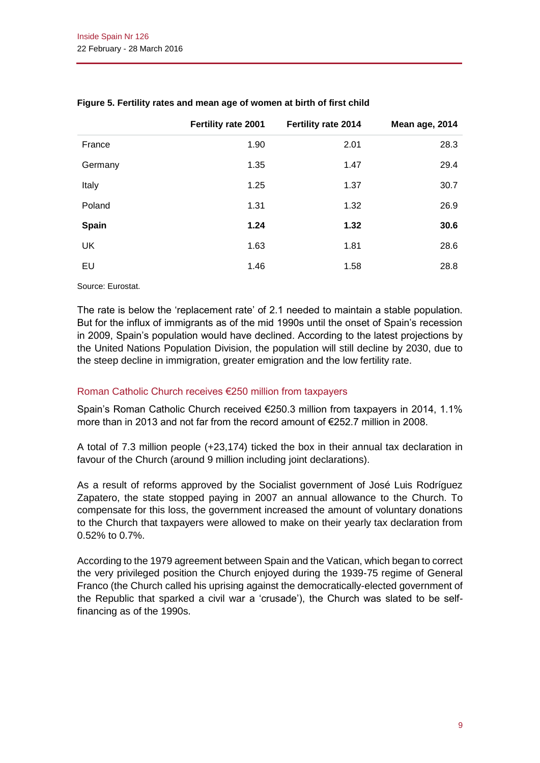**Figure 5. Fertility rates and mean age of women at birth of first child**

| | Fertility rate 2001 | Fertility rate 2014 | Mean age, 2014 |
|---|---|---|---|
| France | 1.90 | 2.01 | 28.3 |
| Germany | 1.35 | 1.47 | 29.4 |
| Italy | 1.25 | 1.37 | 30.7 |
| Poland | 1.31 | 1.32 | 26.9 |
| **Spain** | **1.24** | **1.32** | **30.6** |
| UK | 1.63 | 1.81 | 28.6 |
| EU | 1.46 | 1.58 | 28.8 |

Source: Eurostat.

The rate is below the 'replacement rate' of 2.1 needed to maintain a stable population. But for the influx of immigrants as of the mid 1990s until the onset of Spain's recession in 2009, Spain's population would have declined. According to the latest projections by the United Nations Population Division, the population will still decline by 2030, due to the steep decline in immigration, greater emigration and the low fertility rate.

## Roman Catholic Church receives €250 million from taxpayers

Spain's Roman Catholic Church received €250.3 million from taxpayers in 2014, 1.1% more than in 2013 and not far from the record amount of €252.7 million in 2008.

A total of 7.3 million people (+23,174) ticked the box in their annual tax declaration in favour of the Church (around 9 million including joint declarations).

As a result of reforms approved by the Socialist government of José Luis Rodríguez Zapatero, the state stopped paying in 2007 an annual allowance to the Church. To compensate for this loss, the government increased the amount of voluntary donations to the Church that taxpayers were allowed to make on their yearly tax declaration from 0.52% to 0.7%.

According to the 1979 agreement between Spain and the Vatican, which began to correct the very privileged position the Church enjoyed during the 1939-75 regime of General Franco (the Church called his uprising against the democratically-elected government of the Republic that sparked a civil war a 'crusade'), the Church was slated to be self-financing as of the 1990s.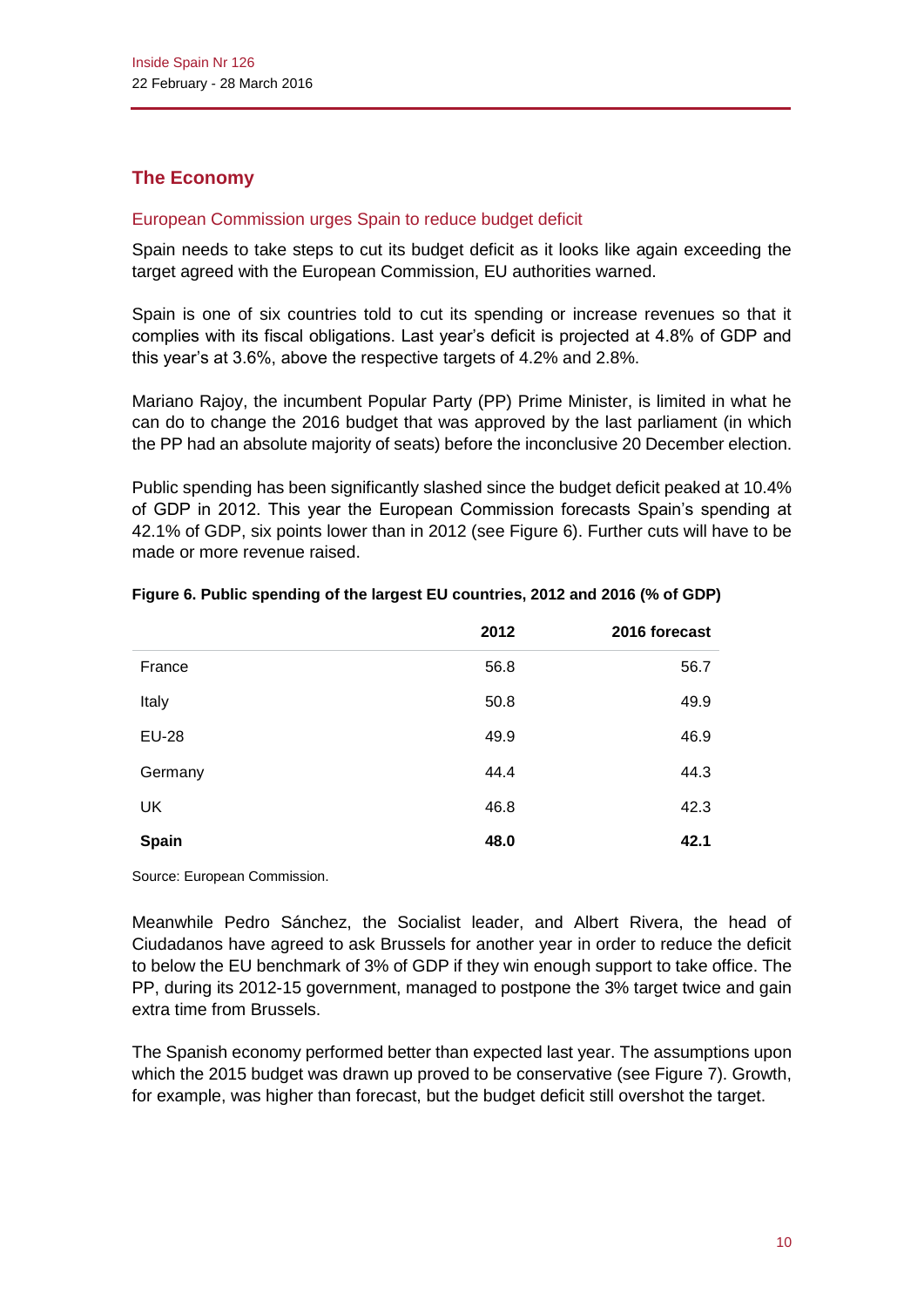## The Economy

### European Commission urges Spain to reduce budget deficit

Spain needs to take steps to cut its budget deficit as it looks like again exceeding the target agreed with the European Commission, EU authorities warned.

Spain is one of six countries told to cut its spending or increase revenues so that it complies with its fiscal obligations. Last year's deficit is projected at 4.8% of GDP and this year's at 3.6%, above the respective targets of 4.2% and 2.8%.

Mariano Rajoy, the incumbent Popular Party (PP) Prime Minister, is limited in what he can do to change the 2016 budget that was approved by the last parliament (in which the PP had an absolute majority of seats) before the inconclusive 20 December election.

Public spending has been significantly slashed since the budget deficit peaked at 10.4% of GDP in 2012. This year the European Commission forecasts Spain's spending at 42.1% of GDP, six points lower than in 2012 (see Figure 6). Further cuts will have to be made or more revenue raised.

**Figure 6. Public spending of the largest EU countries, 2012 and 2016 (% of GDP)**

| | 2012 | 2016 forecast |
|---|---|---|
| France | 56.8 | 56.7 |
| Italy | 50.8 | 49.9 |
| EU-28 | 49.9 | 46.9 |
| Germany | 44.4 | 44.3 |
| UK | 46.8 | 42.3 |
| **Spain** | **48.0** | **42.1** |

Source: European Commission.

Meanwhile Pedro Sánchez, the Socialist leader, and Albert Rivera, the head of Ciudadanos have agreed to ask Brussels for another year in order to reduce the deficit to below the EU benchmark of 3% of GDP if they win enough support to take office. The PP, during its 2012-15 government, managed to postpone the 3% target twice and gain extra time from Brussels.

The Spanish economy performed better than expected last year. The assumptions upon which the 2015 budget was drawn up proved to be conservative (see Figure 7). Growth, for example, was higher than forecast, but the budget deficit still overshot the target.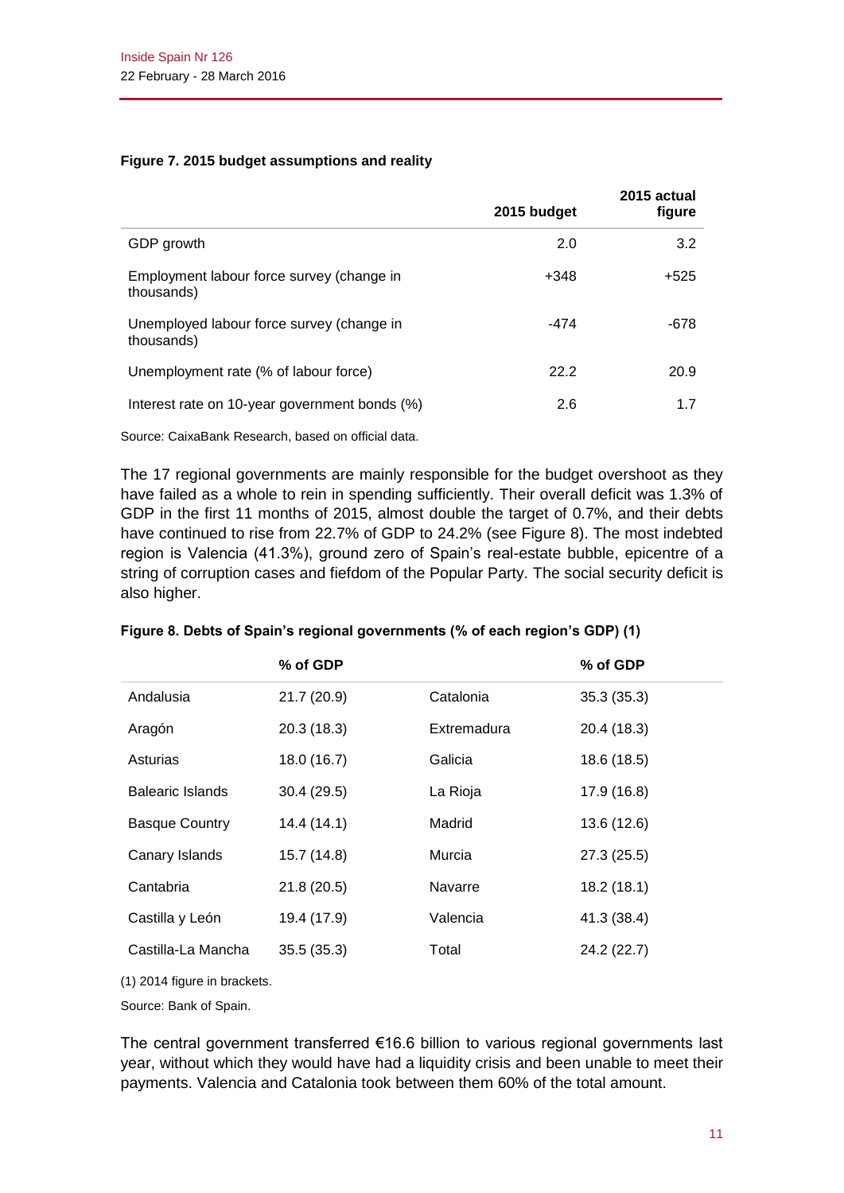**Figure 7. 2015 budget assumptions and reality**

| | 2015 budget | 2015 actual figure |
|---|---|---|
| GDP growth | 2.0 | 3.2 |
| Employment labour force survey (change in thousands) | +348 | +525 |
| Unemployed labour force survey (change in thousands) | -474 | -678 |
| Unemployment rate (% of labour force) | 22.2 | 20.9 |
| Interest rate on 10-year government bonds (%) | 2.6 | 1.7 |

Source: CaixaBank Research, based on official data.

The 17 regional governments are mainly responsible for the budget overshoot as they have failed as a whole to rein in spending sufficiently. Their overall deficit was 1.3% of GDP in the first 11 months of 2015, almost double the target of 0.7%, and their debts have continued to rise from 22.7% of GDP to 24.2% (see Figure 8). The most indebted region is Valencia (41.3%), ground zero of Spain's real-estate bubble, epicentre of a string of corruption cases and fiefdom of the Popular Party. The social security deficit is also higher.

**Figure 8. Debts of Spain's regional governments (% of each region's GDP) (1)**

| | % of GDP | | % of GDP |
|---|---|---|---|
| Andalusia | 21.7 (20.9) | Catalonia | 35.3 (35.3) |
| Aragón | 20.3 (18.3) | Extremadura | 20.4 (18.3) |
| Asturias | 18.0 (16.7) | Galicia | 18.6 (18.5) |
| Balearic Islands | 30.4 (29.5) | La Rioja | 17.9 (16.8) |
| Basque Country | 14.4 (14.1) | Madrid | 13.6 (12.6) |
| Canary Islands | 15.7 (14.8) | Murcia | 27.3 (25.5) |
| Cantabria | 21.8 (20.5) | Navarre | 18.2 (18.1) |
| Castilla y León | 19.4 (17.9) | Valencia | 41.3 (38.4) |
| Castilla-La Mancha | 35.5 (35.3) | Total | 24.2 (22.7) |

(1) 2014 figure in brackets.

Source: Bank of Spain.

The central government transferred €16.6 billion to various regional governments last year, without which they would have had a liquidity crisis and been unable to meet their payments. Valencia and Catalonia took between them 60% of the total amount.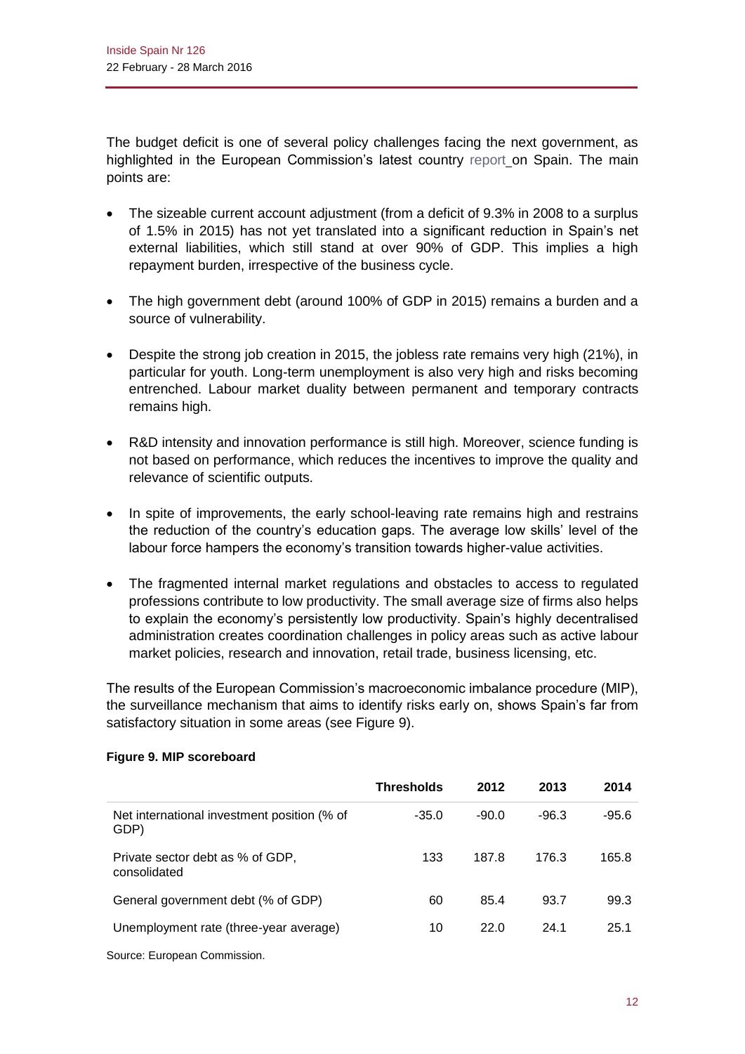The budget deficit is one of several policy challenges facing the next government, as highlighted in the European Commission's latest country report on Spain. The main points are:

- The sizeable current account adjustment (from a deficit of 9.3% in 2008 to a surplus of 1.5% in 2015) has not yet translated into a significant reduction in Spain's net external liabilities, which still stand at over 90% of GDP. This implies a high repayment burden, irrespective of the business cycle.

- The high government debt (around 100% of GDP in 2015) remains a burden and a source of vulnerability.

- Despite the strong job creation in 2015, the jobless rate remains very high (21%), in particular for youth. Long-term unemployment is also very high and risks becoming entrenched. Labour market duality between permanent and temporary contracts remains high.

- R&D intensity and innovation performance is still high. Moreover, science funding is not based on performance, which reduces the incentives to improve the quality and relevance of scientific outputs.

- In spite of improvements, the early school-leaving rate remains high and restrains the reduction of the country's education gaps. The average low skills' level of the labour force hampers the economy's transition towards higher-value activities.

- The fragmented internal market regulations and obstacles to access to regulated professions contribute to low productivity. The small average size of firms also helps to explain the economy's persistently low productivity. Spain's highly decentralised administration creates coordination challenges in policy areas such as active labour market policies, research and innovation, retail trade, business licensing, etc.

The results of the European Commission's macroeconomic imbalance procedure (MIP), the surveillance mechanism that aims to identify risks early on, shows Spain's far from satisfactory situation in some areas (see Figure 9).

**Figure 9. MIP scoreboard**

| | Thresholds | 2012 | 2013 | 2014 |
|---|---|---|---|---|
| Net international investment position (% of GDP) | -35.0 | -90.0 | -96.3 | -95.6 |
| Private sector debt as % of GDP, consolidated | 133 | 187.8 | 176.3 | 165.8 |
| General government debt (% of GDP) | 60 | 85.4 | 93.7 | 99.3 |
| Unemployment rate (three-year average) | 10 | 22.0 | 24.1 | 25.1 |

Source: European Commission.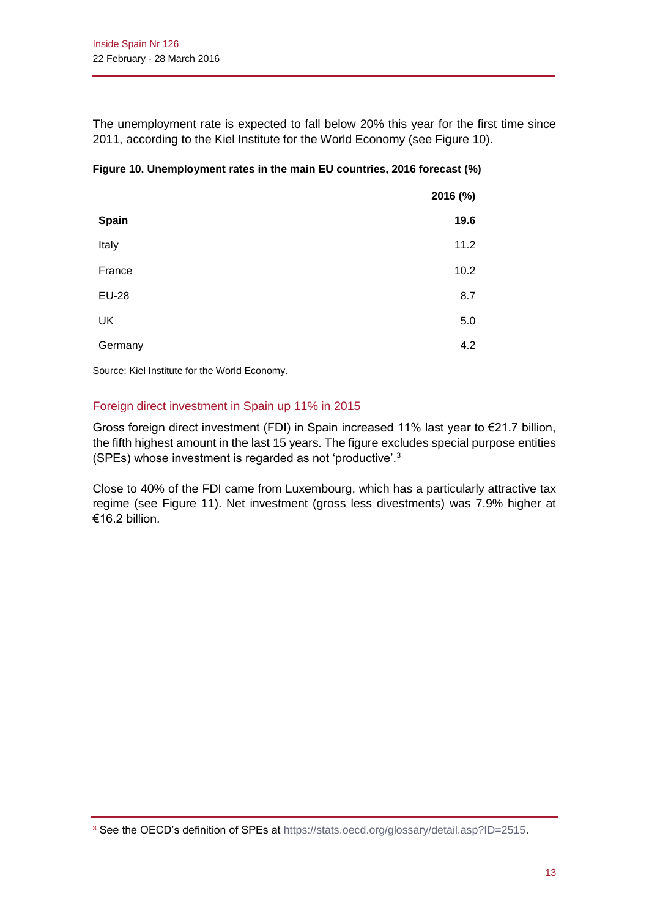The unemployment rate is expected to fall below 20% this year for the first time since 2011, according to the Kiel Institute for the World Economy (see Figure 10).

**Figure 10. Unemployment rates in the main EU countries, 2016 forecast (%)**

| | 2016 (%) |
|---|---|
| **Spain** | **19.6** |
| Italy | 11.2 |
| France | 10.2 |
| EU-28 | 8.7 |
| UK | 5.0 |
| Germany | 4.2 |

Source: Kiel Institute for the World Economy.

## Foreign direct investment in Spain up 11% in 2015

Gross foreign direct investment (FDI) in Spain increased 11% last year to €21.7 billion, the fifth highest amount in the last 15 years. The figure excludes special purpose entities (SPEs) whose investment is regarded as not 'productive'.[3]

Close to 40% of the FDI came from Luxembourg, which has a particularly attractive tax regime (see Figure 11). Net investment (gross less divestments) was 7.9% higher at €16.2 billion.

[3] See the OECD's definition of SPEs at https://stats.oecd.org/glossary/detail.asp?ID=2515.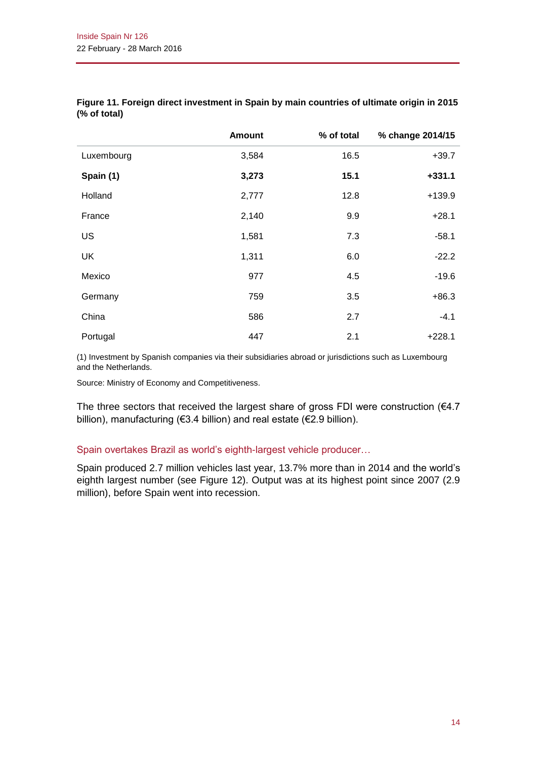**Figure 11. Foreign direct investment in Spain by main countries of ultimate origin in 2015 (% of total)**

| | Amount | % of total | % change 2014/15 |
|---|---|---|---|
| Luxembourg | 3,584 | 16.5 | +39.7 |
| **Spain (1)** | **3,273** | **15.1** | **+331.1** |
| Holland | 2,777 | 12.8 | +139.9 |
| France | 2,140 | 9.9 | +28.1 |
| US | 1,581 | 7.3 | -58.1 |
| UK | 1,311 | 6.0 | -22.2 |
| Mexico | 977 | 4.5 | -19.6 |
| Germany | 759 | 3.5 | +86.3 |
| China | 586 | 2.7 | -4.1 |
| Portugal | 447 | 2.1 | +228.1 |

(1) Investment by Spanish companies via their subsidiaries abroad or jurisdictions such as Luxembourg and the Netherlands.

Source: Ministry of Economy and Competitiveness.

The three sectors that received the largest share of gross FDI were construction (€4.7 billion), manufacturing (€3.4 billion) and real estate (€2.9 billion).

### Spain overtakes Brazil as world's eighth-largest vehicle producer…

Spain produced 2.7 million vehicles last year, 13.7% more than in 2014 and the world's eighth largest number (see Figure 12). Output was at its highest point since 2007 (2.9 million), before Spain went into recession.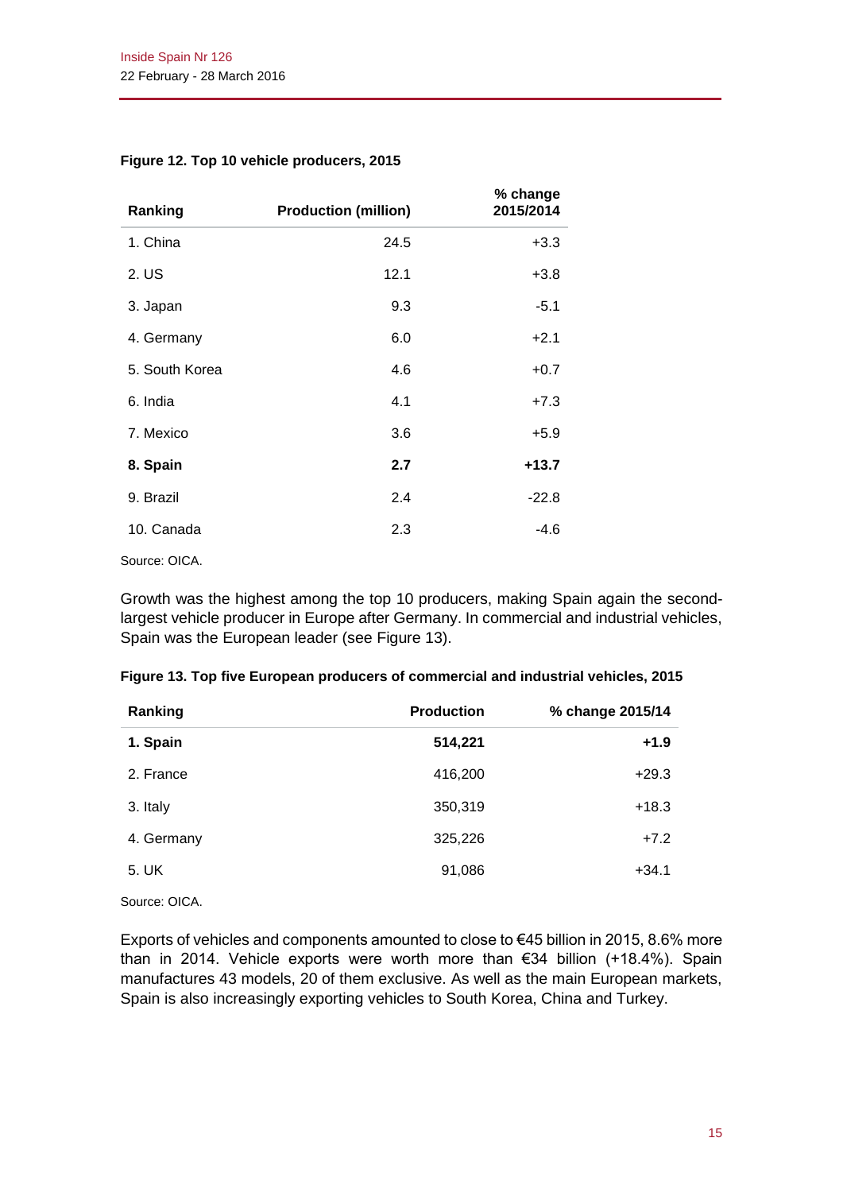**Figure 12. Top 10 vehicle producers, 2015**

| Ranking | Production (million) | % change 2015/2014 |
|---|---|---|
| 1. China | 24.5 | +3.3 |
| 2. US | 12.1 | +3.8 |
| 3. Japan | 9.3 | -5.1 |
| 4. Germany | 6.0 | +2.1 |
| 5. South Korea | 4.6 | +0.7 |
| 6. India | 4.1 | +7.3 |
| 7. Mexico | 3.6 | +5.9 |
| **8. Spain** | **2.7** | **+13.7** |
| 9. Brazil | 2.4 | -22.8 |
| 10. Canada | 2.3 | -4.6 |

Source: OICA.

Growth was the highest among the top 10 producers, making Spain again the second-largest vehicle producer in Europe after Germany. In commercial and industrial vehicles, Spain was the European leader (see Figure 13).

**Figure 13. Top five European producers of commercial and industrial vehicles, 2015**

| Ranking | Production | % change 2015/14 |
|---|---|---|
| **1. Spain** | **514,221** | **+1.9** |
| 2. France | 416,200 | +29.3 |
| 3. Italy | 350,319 | +18.3 |
| 4. Germany | 325,226 | +7.2 |
| 5. UK | 91,086 | +34.1 |

Source: OICA.

Exports of vehicles and components amounted to close to €45 billion in 2015, 8.6% more than in 2014. Vehicle exports were worth more than €34 billion (+18.4%). Spain manufactures 43 models, 20 of them exclusive. As well as the main European markets, Spain is also increasingly exporting vehicles to South Korea, China and Turkey.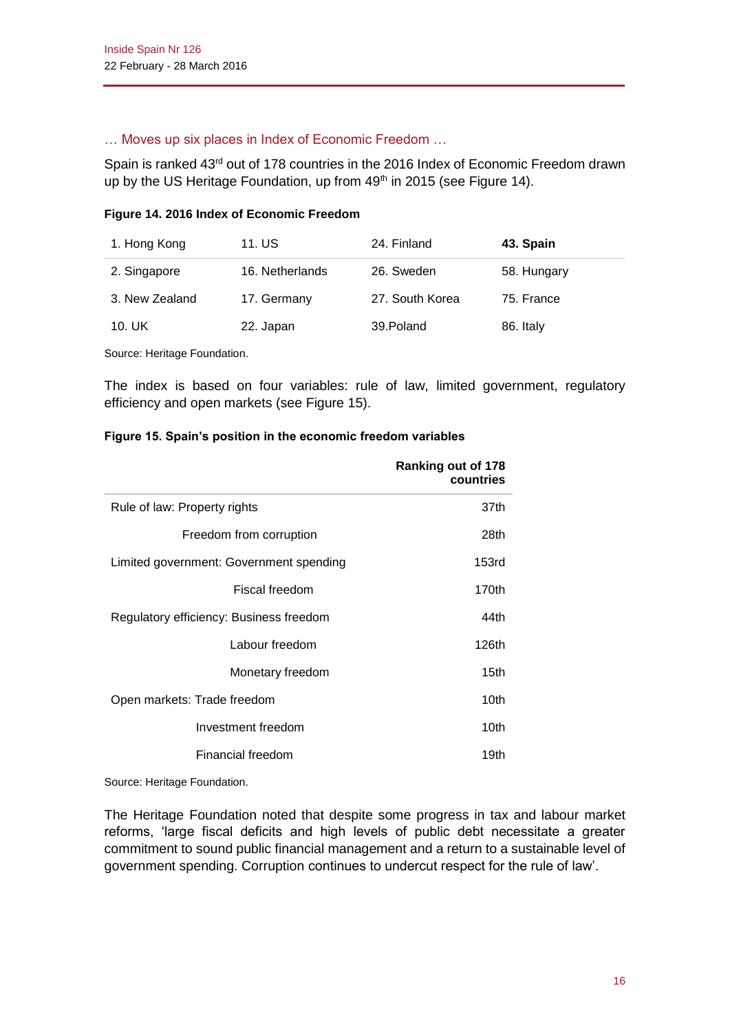### … Moves up six places in Index of Economic Freedom …

Spain is ranked 43rd out of 178 countries in the 2016 Index of Economic Freedom drawn up by the US Heritage Foundation, up from 49th in 2015 (see Figure 14).

**Figure 14. 2016 Index of Economic Freedom**

| | | | |
|---|---|---|---|
| 1. Hong Kong | 11. US | 24. Finland | **43. Spain** |
| 2. Singapore | 16. Netherlands | 26. Sweden | 58. Hungary |
| 3. New Zealand | 17. Germany | 27. South Korea | 75. France |
| 10. UK | 22. Japan | 39.Poland | 86. Italy |

Source: Heritage Foundation.

The index is based on four variables: rule of law, limited government, regulatory efficiency and open markets (see Figure 15).

**Figure 15. Spain's position in the economic freedom variables**

| | Ranking out of 178 countries |
|---|---|
| Rule of law: Property rights | 37th |
| Freedom from corruption | 28th |
| Limited government: Government spending | 153rd |
| Fiscal freedom | 170th |
| Regulatory efficiency: Business freedom | 44th |
| Labour freedom | 126th |
| Monetary freedom | 15th |
| Open markets: Trade freedom | 10th |
| Investment freedom | 10th |
| Financial freedom | 19th |

Source: Heritage Foundation.

The Heritage Foundation noted that despite some progress in tax and labour market reforms, 'large fiscal deficits and high levels of public debt necessitate a greater commitment to sound public financial management and a return to a sustainable level of government spending. Corruption continues to undercut respect for the rule of law'.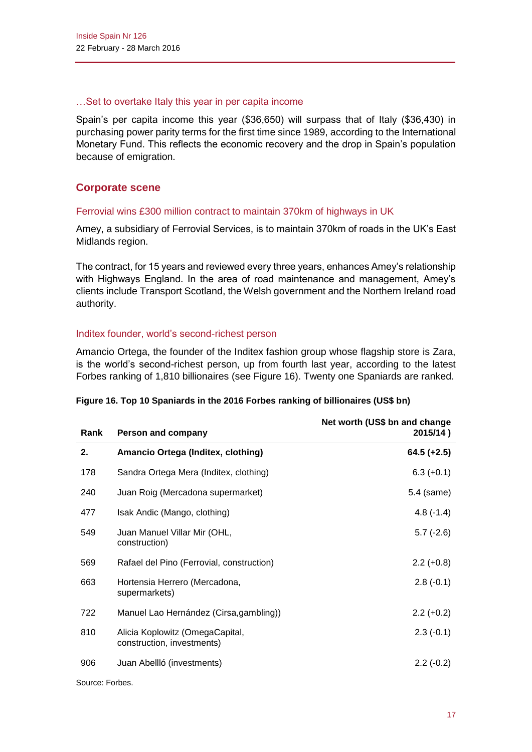### …Set to overtake Italy this year in per capita income

Spain's per capita income this year ($36,650) will surpass that of Italy ($36,430) in purchasing power parity terms for the first time since 1989, according to the International Monetary Fund. This reflects the economic recovery and the drop in Spain's population because of emigration.

## Corporate scene

### Ferrovial wins £300 million contract to maintain 370km of highways in UK

Amey, a subsidiary of Ferrovial Services, is to maintain 370km of roads in the UK's East Midlands region.

The contract, for 15 years and reviewed every three years, enhances Amey's relationship with Highways England. In the area of road maintenance and management, Amey's clients include Transport Scotland, the Welsh government and the Northern Ireland road authority.

### Inditex founder, world's second-richest person

Amancio Ortega, the founder of the Inditex fashion group whose flagship store is Zara, is the world's second-richest person, up from fourth last year, according to the latest Forbes ranking of 1,810 billionaires (see Figure 16). Twenty one Spaniards are ranked.

**Figure 16. Top 10 Spaniards in the 2016 Forbes ranking of billionaires (US$ bn)**

| Rank | Person and company | Net worth (US$ bn and change 2015/14 ) |
|---|---|---|
| **2.** | **Amancio Ortega (Inditex, clothing)** | **64.5 (+2.5)** |
| 178 | Sandra Ortega Mera (Inditex, clothing) | 6.3 (+0.1) |
| 240 | Juan Roig (Mercadona supermarket) | 5.4 (same) |
| 477 | Isak Andic (Mango, clothing) | 4.8 (-1.4) |
| 549 | Juan Manuel Villar Mir (OHL, construction) | 5.7 (-2.6) |
| 569 | Rafael del Pino (Ferrovial, construction) | 2.2 (+0.8) |
| 663 | Hortensia Herrero (Mercadona, supermarkets) | 2.8 (-0.1) |
| 722 | Manuel Lao Hernández (Cirsa,gambling)) | 2.2 (+0.2) |
| 810 | Alicia Koplowitz (OmegaCapital, construction, investments) | 2.3 (-0.1) |
| 906 | Juan Abellló (investments) | 2.2 (-0.2) |

Source: Forbes.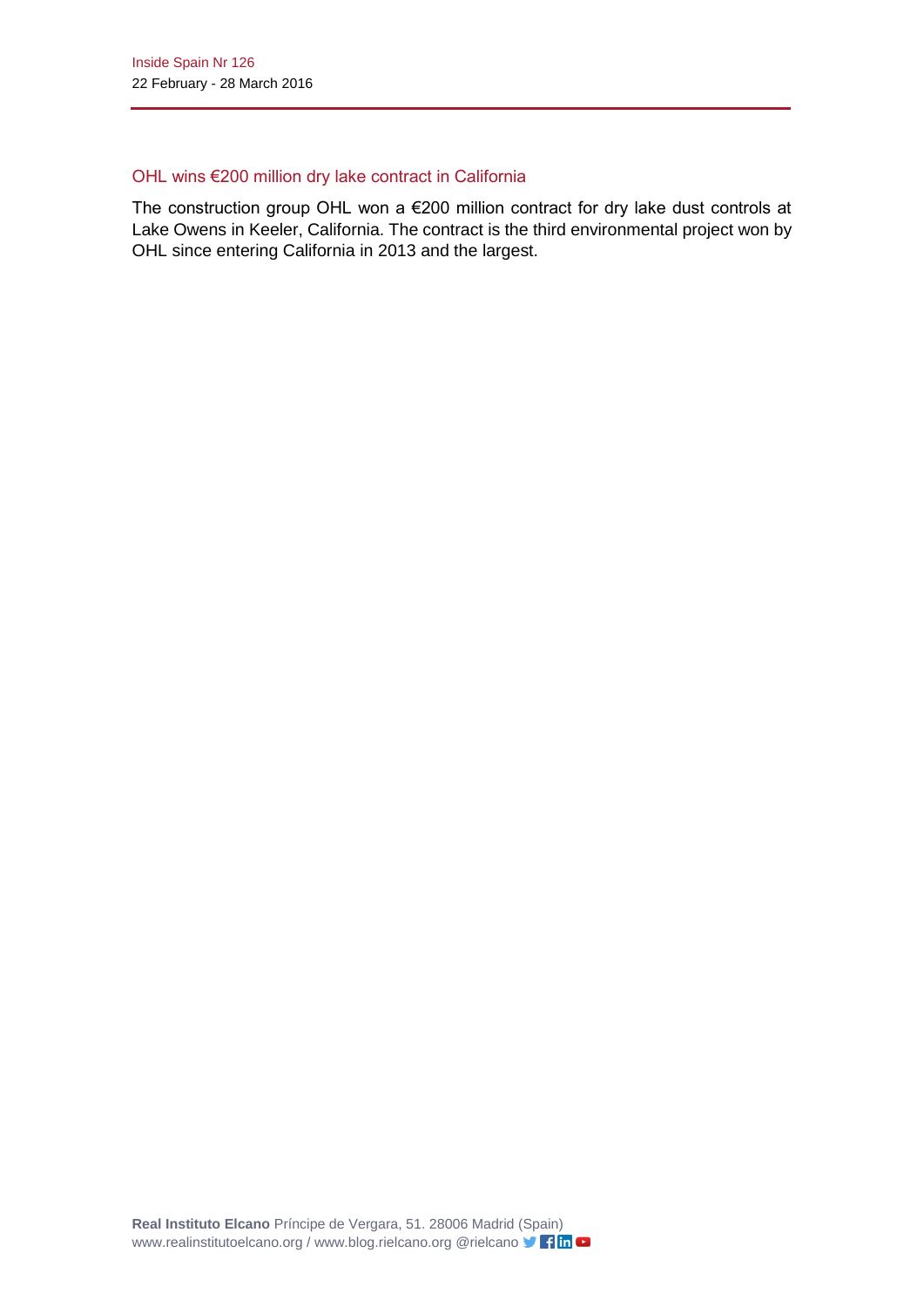### OHL wins €200 million dry lake contract in California

The construction group OHL won a €200 million contract for dry lake dust controls at Lake Owens in Keeler, California. The contract is the third environmental project won by OHL since entering California in 2013 and the largest.